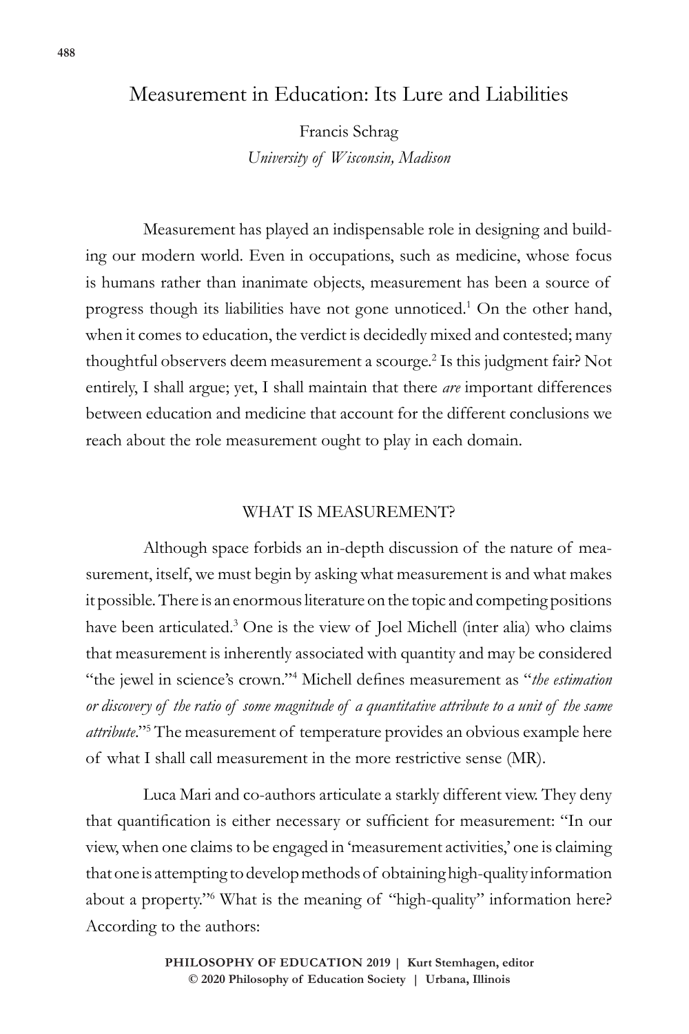# Measurement in Education: Its Lure and Liabilities

Francis Schrag
*University of Wisconsin, Madison*

Measurement has played an indispensable role in designing and building our modern world. Even in occupations, such as medicine, whose focus is humans rather than inanimate objects, measurement has been a source of progress though its liabilities have not gone unnoticed.[1] On the other hand, when it comes to education, the verdict is decidedly mixed and contested; many thoughtful observers deem measurement a scourge.[2] Is this judgment fair? Not entirely, I shall argue; yet, I shall maintain that there *are* important differences between education and medicine that account for the different conclusions we reach about the role measurement ought to play in each domain.

## WHAT IS MEASUREMENT?

Although space forbids an in-depth discussion of the nature of measurement, itself, we must begin by asking what measurement is and what makes it possible. There is an enormous literature on the topic and competing positions have been articulated.[3] One is the view of Joel Michell (inter alia) who claims that measurement is inherently associated with quantity and may be considered "the jewel in science's crown."[4] Michell defines measurement as "*the estimation or discovery of the ratio of some magnitude of a quantitative attribute to a unit of the same attribute*."[5] The measurement of temperature provides an obvious example here of what I shall call measurement in the more restrictive sense (MR).

Luca Mari and co-authors articulate a starkly different view. They deny that quantification is either necessary or sufficient for measurement: "In our view, when one claims to be engaged in 'measurement activities,' one is claiming that one is attempting to develop methods of obtaining high-quality information about a property."[6] What is the meaning of "high-quality" information here? According to the authors: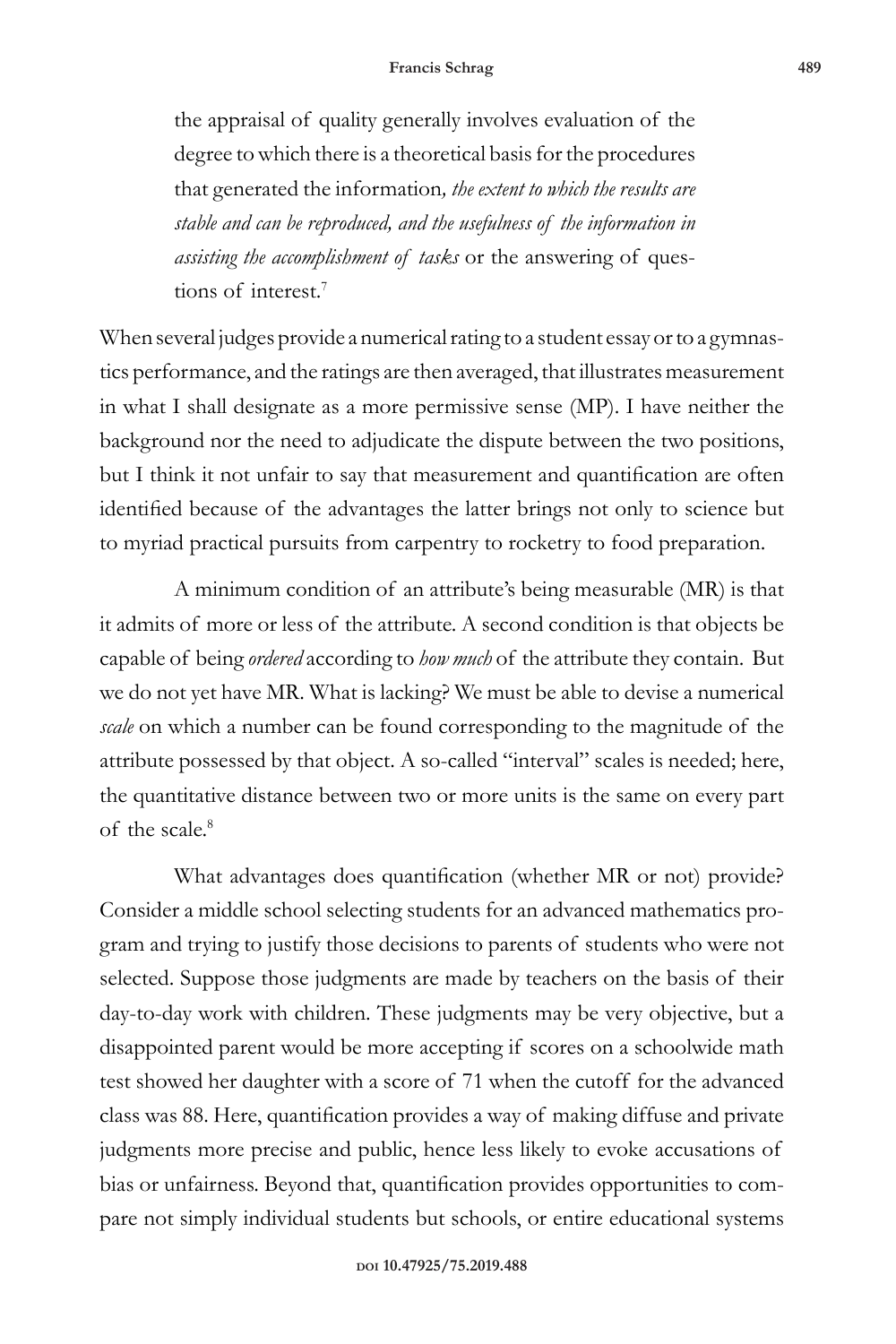> the appraisal of quality generally involves evaluation of the degree to which there is a theoretical basis for the procedures that generated the information*, the extent to which the results are stable and can be reproduced, and the usefulness of the information in assisting the accomplishment of tasks* or the answering of questions of interest.[7]

When several judges provide a numerical rating to a student essay or to a gymnastics performance, and the ratings are then averaged, that illustrates measurement in what I shall designate as a more permissive sense (MP). I have neither the background nor the need to adjudicate the dispute between the two positions, but I think it not unfair to say that measurement and quantification are often identified because of the advantages the latter brings not only to science but to myriad practical pursuits from carpentry to rocketry to food preparation.

A minimum condition of an attribute's being measurable (MR) is that it admits of more or less of the attribute. A second condition is that objects be capable of being *ordered* according to *how much* of the attribute they contain. But we do not yet have MR. What is lacking? We must be able to devise a numerical *scale* on which a number can be found corresponding to the magnitude of the attribute possessed by that object. A so-called "interval" scales is needed; here, the quantitative distance between two or more units is the same on every part of the scale.[8]

What advantages does quantification (whether MR or not) provide? Consider a middle school selecting students for an advanced mathematics program and trying to justify those decisions to parents of students who were not selected. Suppose those judgments are made by teachers on the basis of their day-to-day work with children. These judgments may be very objective, but a disappointed parent would be more accepting if scores on a schoolwide math test showed her daughter with a score of 71 when the cutoff for the advanced class was 88. Here, quantification provides a way of making diffuse and private judgments more precise and public, hence less likely to evoke accusations of bias or unfairness. Beyond that, quantification provides opportunities to compare not simply individual students but schools, or entire educational systems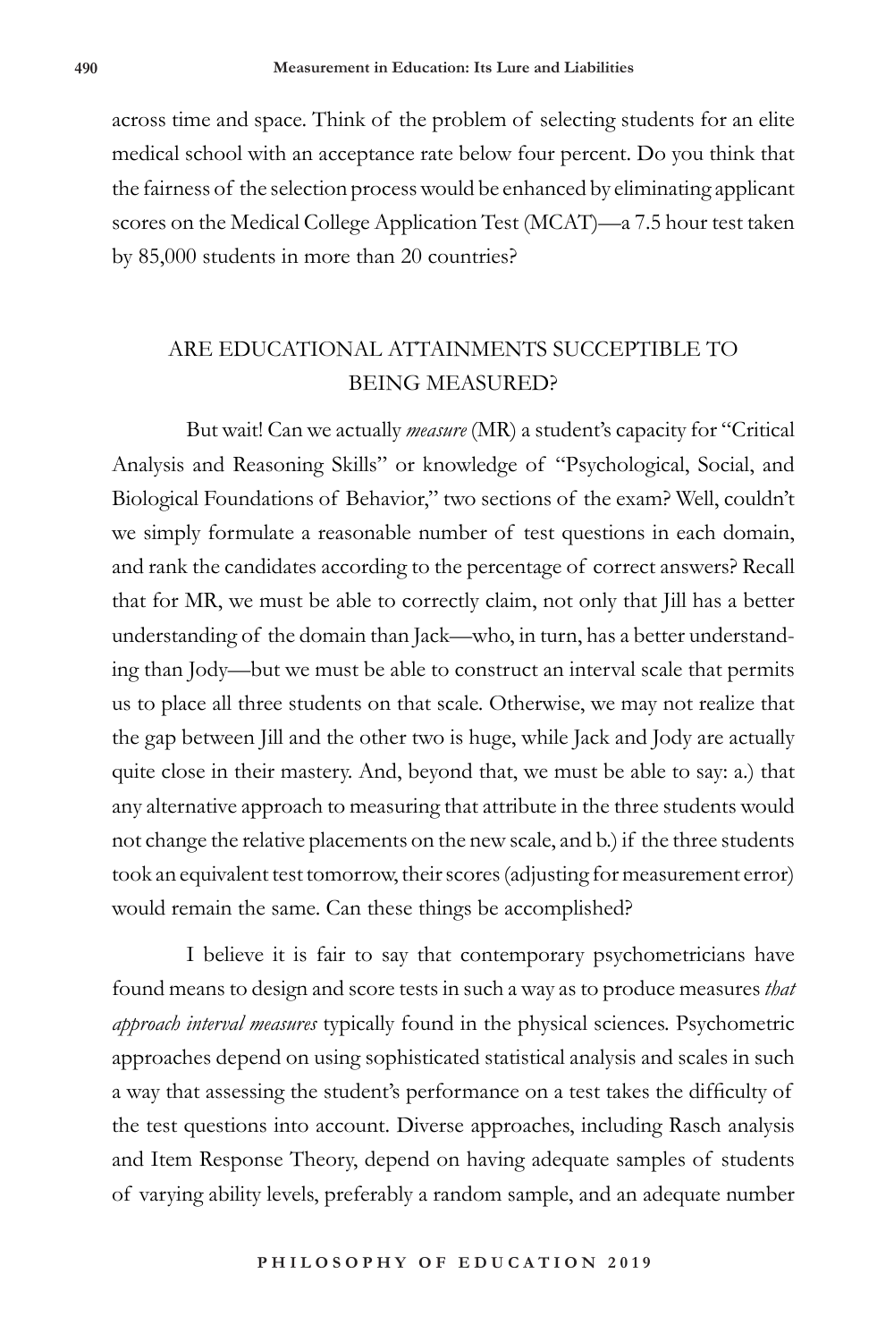across time and space. Think of the problem of selecting students for an elite medical school with an acceptance rate below four percent. Do you think that the fairness of the selection process would be enhanced by eliminating applicant scores on the Medical College Application Test (MCAT)—a 7.5 hour test taken by 85,000 students in more than 20 countries?

## ARE EDUCATIONAL ATTAINMENTS SUCCEPTIBLE TO BEING MEASURED?

But wait! Can we actually *measure* (MR) a student's capacity for "Critical Analysis and Reasoning Skills" or knowledge of "Psychological, Social, and Biological Foundations of Behavior," two sections of the exam? Well, couldn't we simply formulate a reasonable number of test questions in each domain, and rank the candidates according to the percentage of correct answers? Recall that for MR, we must be able to correctly claim, not only that Jill has a better understanding of the domain than Jack—who, in turn, has a better understanding than Jody—but we must be able to construct an interval scale that permits us to place all three students on that scale. Otherwise, we may not realize that the gap between Jill and the other two is huge, while Jack and Jody are actually quite close in their mastery. And, beyond that, we must be able to say: a.) that any alternative approach to measuring that attribute in the three students would not change the relative placements on the new scale, and b.) if the three students took an equivalent test tomorrow, their scores (adjusting for measurement error) would remain the same. Can these things be accomplished?

I believe it is fair to say that contemporary psychometricians have found means to design and score tests in such a way as to produce measures *that approach interval measures* typically found in the physical sciences. Psychometric approaches depend on using sophisticated statistical analysis and scales in such a way that assessing the student's performance on a test takes the difficulty of the test questions into account. Diverse approaches, including Rasch analysis and Item Response Theory, depend on having adequate samples of students of varying ability levels, preferably a random sample, and an adequate number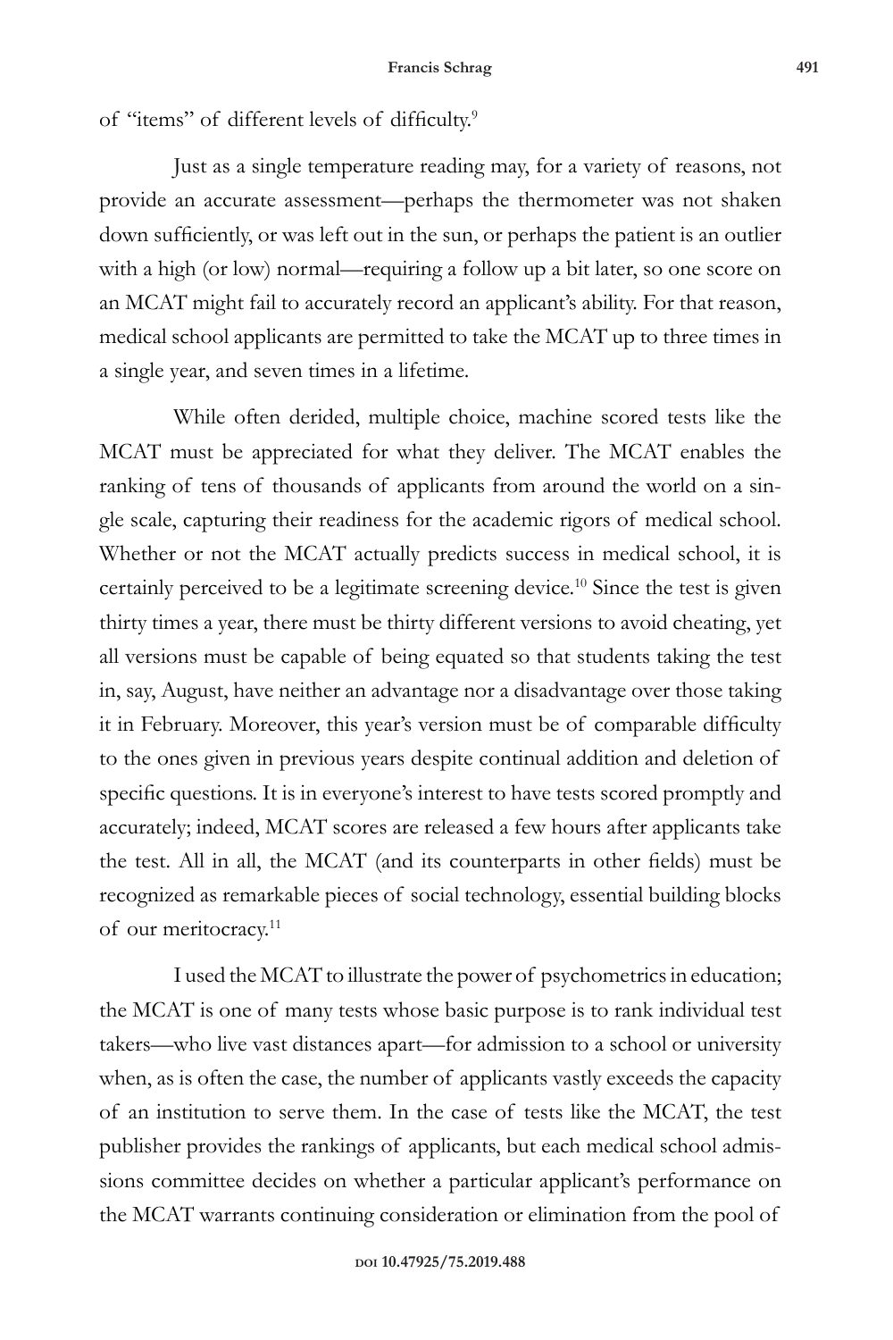of "items" of different levels of difficulty.[9]

Just as a single temperature reading may, for a variety of reasons, not provide an accurate assessment—perhaps the thermometer was not shaken down sufficiently, or was left out in the sun, or perhaps the patient is an outlier with a high (or low) normal—requiring a follow up a bit later, so one score on an MCAT might fail to accurately record an applicant's ability. For that reason, medical school applicants are permitted to take the MCAT up to three times in a single year, and seven times in a lifetime.

While often derided, multiple choice, machine scored tests like the MCAT must be appreciated for what they deliver. The MCAT enables the ranking of tens of thousands of applicants from around the world on a single scale, capturing their readiness for the academic rigors of medical school. Whether or not the MCAT actually predicts success in medical school, it is certainly perceived to be a legitimate screening device.[10] Since the test is given thirty times a year, there must be thirty different versions to avoid cheating, yet all versions must be capable of being equated so that students taking the test in, say, August, have neither an advantage nor a disadvantage over those taking it in February. Moreover, this year's version must be of comparable difficulty to the ones given in previous years despite continual addition and deletion of specific questions. It is in everyone's interest to have tests scored promptly and accurately; indeed, MCAT scores are released a few hours after applicants take the test. All in all, the MCAT (and its counterparts in other fields) must be recognized as remarkable pieces of social technology, essential building blocks of our meritocracy.[11]

I used the MCAT to illustrate the power of psychometrics in education; the MCAT is one of many tests whose basic purpose is to rank individual test takers—who live vast distances apart—for admission to a school or university when, as is often the case, the number of applicants vastly exceeds the capacity of an institution to serve them. In the case of tests like the MCAT, the test publisher provides the rankings of applicants, but each medical school admissions committee decides on whether a particular applicant's performance on the MCAT warrants continuing consideration or elimination from the pool of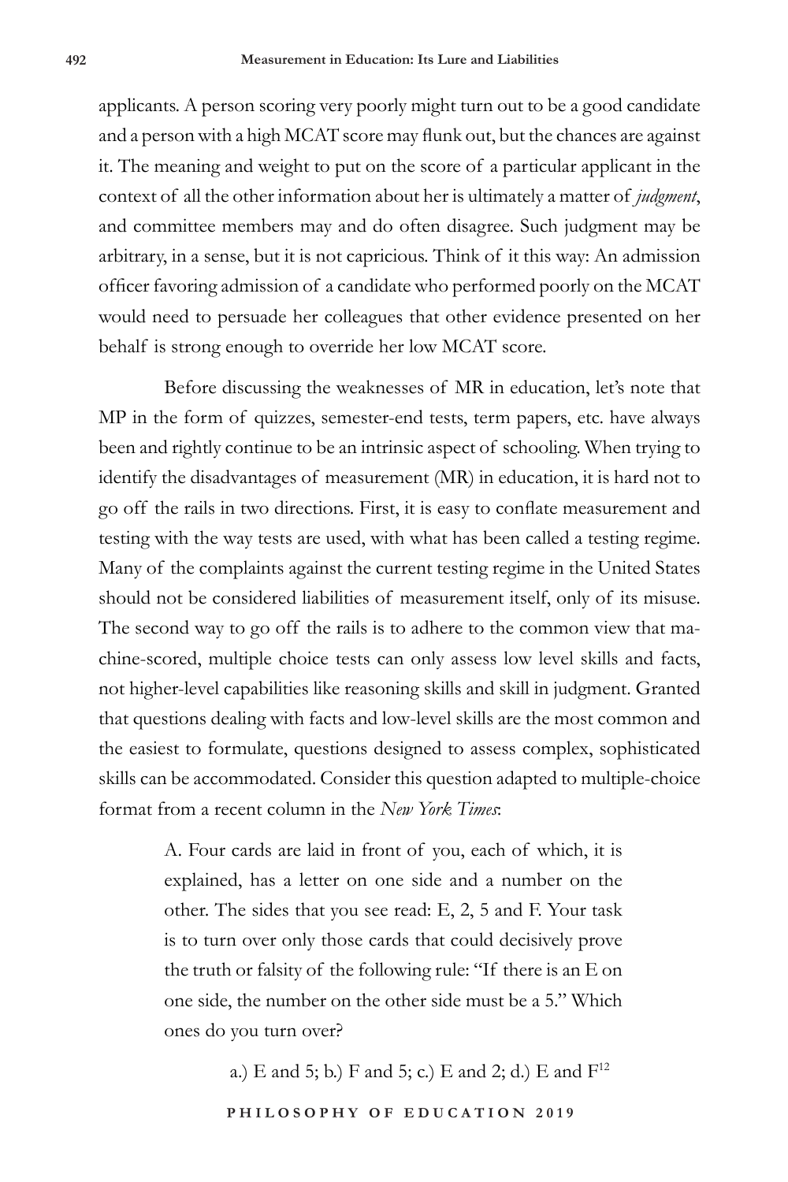applicants. A person scoring very poorly might turn out to be a good candidate and a person with a high MCAT score may flunk out, but the chances are against it. The meaning and weight to put on the score of a particular applicant in the context of all the other information about her is ultimately a matter of *judgment*, and committee members may and do often disagree. Such judgment may be arbitrary, in a sense, but it is not capricious. Think of it this way: An admission officer favoring admission of a candidate who performed poorly on the MCAT would need to persuade her colleagues that other evidence presented on her behalf is strong enough to override her low MCAT score.

Before discussing the weaknesses of MR in education, let's note that MP in the form of quizzes, semester-end tests, term papers, etc. have always been and rightly continue to be an intrinsic aspect of schooling. When trying to identify the disadvantages of measurement (MR) in education, it is hard not to go off the rails in two directions. First, it is easy to conflate measurement and testing with the way tests are used, with what has been called a testing regime. Many of the complaints against the current testing regime in the United States should not be considered liabilities of measurement itself, only of its misuse. The second way to go off the rails is to adhere to the common view that machine-scored, multiple choice tests can only assess low level skills and facts, not higher-level capabilities like reasoning skills and skill in judgment. Granted that questions dealing with facts and low-level skills are the most common and the easiest to formulate, questions designed to assess complex, sophisticated skills can be accommodated. Consider this question adapted to multiple-choice format from a recent column in the *New York Times*:

> A. Four cards are laid in front of you, each of which, it is explained, has a letter on one side and a number on the other. The sides that you see read: E, 2, 5 and F. Your task is to turn over only those cards that could decisively prove the truth or falsity of the following rule: "If there is an E on one side, the number on the other side must be a 5." Which ones do you turn over?
>
> a.) E and 5; b.) F and 5; c.) E and 2; d.) E and F[12]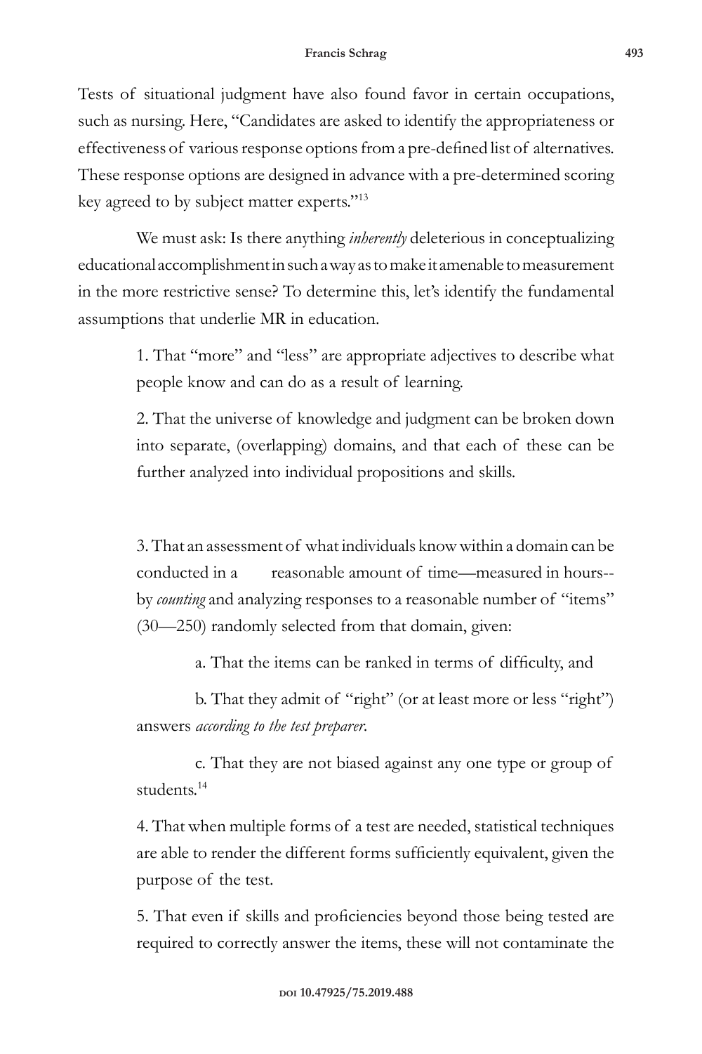Tests of situational judgment have also found favor in certain occupations, such as nursing. Here, "Candidates are asked to identify the appropriateness or effectiveness of various response options from a pre-defined list of alternatives. These response options are designed in advance with a pre-determined scoring key agreed to by subject matter experts."[13]

We must ask: Is there anything *inherently* deleterious in conceptualizing educational accomplishment in such a way as to make it amenable to measurement in the more restrictive sense? To determine this, let's identify the fundamental assumptions that underlie MR in education.

> 1. That "more" and "less" are appropriate adjectives to describe what people know and can do as a result of learning.
>
> 2. That the universe of knowledge and judgment can be broken down into separate, (overlapping) domains, and that each of these can be further analyzed into individual propositions and skills.
>
> 3. That an assessment of what individuals know within a domain can be conducted in a reasonable amount of time—measured in hours--by *counting* and analyzing responses to a reasonable number of "items" (30—250) randomly selected from that domain, given:
>
> a. That the items can be ranked in terms of difficulty, and
>
> b. That they admit of "right" (or at least more or less "right") answers *according to the test preparer*.
>
> c. That they are not biased against any one type or group of students.[14]
>
> 4. That when multiple forms of a test are needed, statistical techniques are able to render the different forms sufficiently equivalent, given the purpose of the test.
>
> 5. That even if skills and proficiencies beyond those being tested are required to correctly answer the items, these will not contaminate the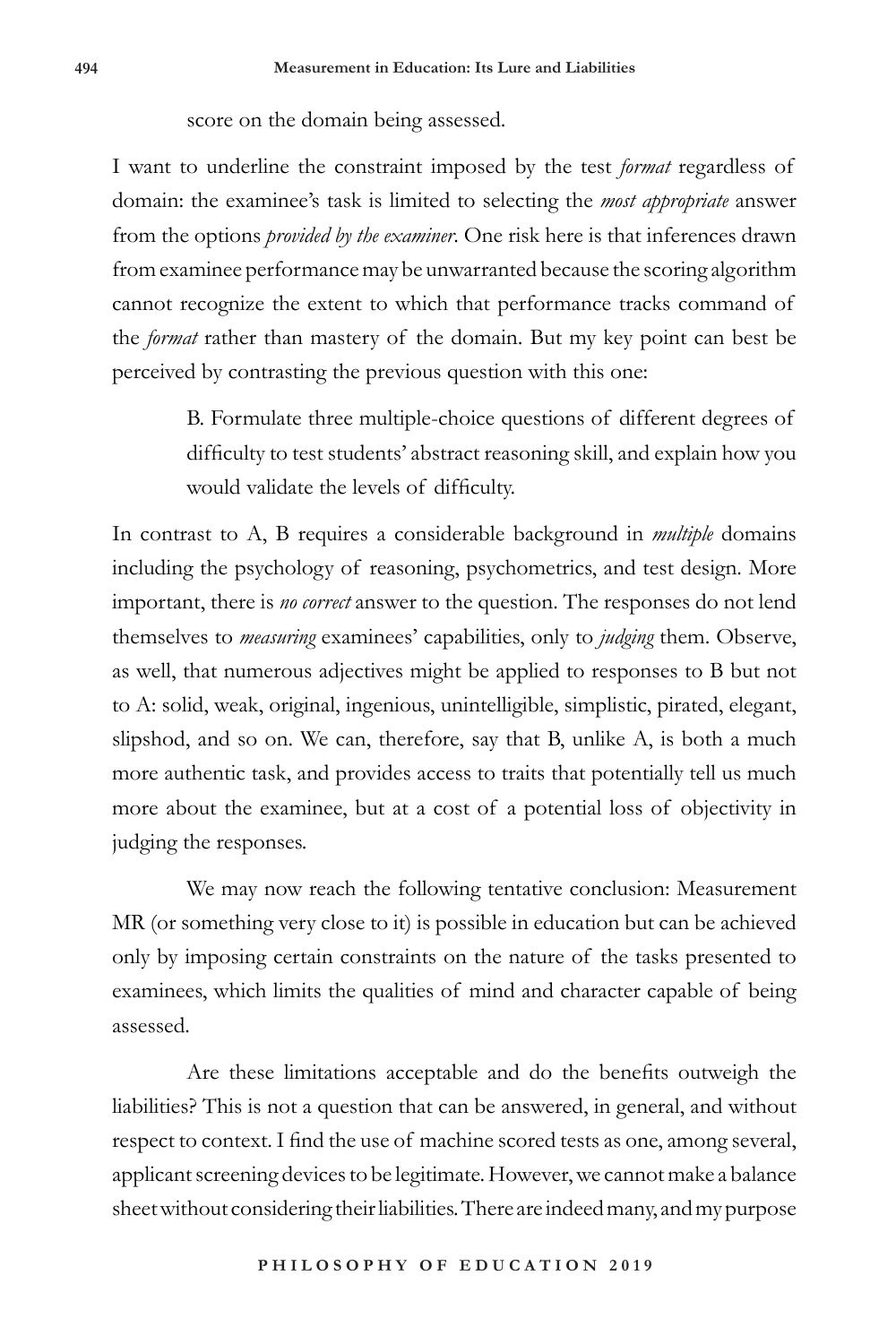score on the domain being assessed.

I want to underline the constraint imposed by the test *format* regardless of domain: the examinee's task is limited to selecting the *most appropriate* answer from the options *provided by the examiner*. One risk here is that inferences drawn from examinee performance may be unwarranted because the scoring algorithm cannot recognize the extent to which that performance tracks command of the *format* rather than mastery of the domain. But my key point can best be perceived by contrasting the previous question with this one:

> B. Formulate three multiple-choice questions of different degrees of difficulty to test students' abstract reasoning skill, and explain how you would validate the levels of difficulty.

In contrast to A, B requires a considerable background in *multiple* domains including the psychology of reasoning, psychometrics, and test design. More important, there is *no correct* answer to the question. The responses do not lend themselves to *measuring* examinees' capabilities, only to *judging* them. Observe, as well, that numerous adjectives might be applied to responses to B but not to A: solid, weak, original, ingenious, unintelligible, simplistic, pirated, elegant, slipshod, and so on. We can, therefore, say that B, unlike A, is both a much more authentic task, and provides access to traits that potentially tell us much more about the examinee, but at a cost of a potential loss of objectivity in judging the responses.

We may now reach the following tentative conclusion: Measurement MR (or something very close to it) is possible in education but can be achieved only by imposing certain constraints on the nature of the tasks presented to examinees, which limits the qualities of mind and character capable of being assessed.

Are these limitations acceptable and do the benefits outweigh the liabilities? This is not a question that can be answered, in general, and without respect to context. I find the use of machine scored tests as one, among several, applicant screening devices to be legitimate. However, we cannot make a balance sheet without considering their liabilities. There are indeed many, and my purpose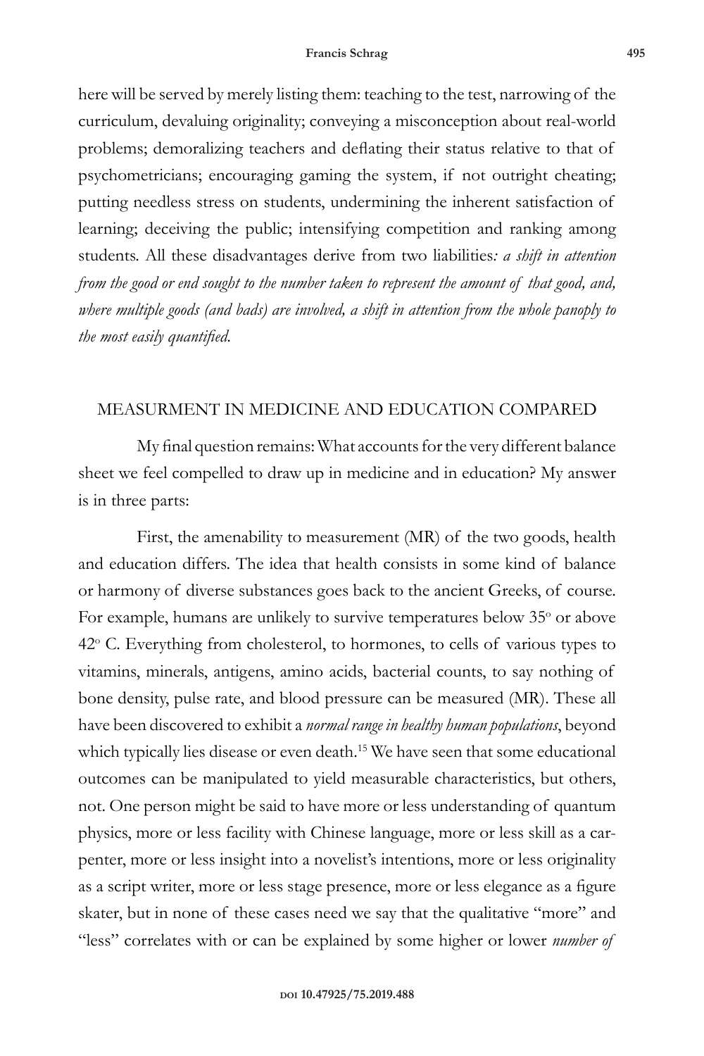here will be served by merely listing them: teaching to the test, narrowing of the curriculum, devaluing originality; conveying a misconception about real-world problems; demoralizing teachers and deflating their status relative to that of psychometricians; encouraging gaming the system, if not outright cheating; putting needless stress on students, undermining the inherent satisfaction of learning; deceiving the public; intensifying competition and ranking among students. All these disadvantages derive from two liabilities*: a shift in attention from the good or end sought to the number taken to represent the amount of that good, and, where multiple goods (and bads) are involved, a shift in attention from the whole panoply to the most easily quantified.*

## MEASURMENT IN MEDICINE AND EDUCATION COMPARED

My final question remains: What accounts for the very different balance sheet we feel compelled to draw up in medicine and in education? My answer is in three parts:

First, the amenability to measurement (MR) of the two goods, health and education differs. The idea that health consists in some kind of balance or harmony of diverse substances goes back to the ancient Greeks, of course. For example, humans are unlikely to survive temperatures below 35° or above 42° C. Everything from cholesterol, to hormones, to cells of various types to vitamins, minerals, antigens, amino acids, bacterial counts, to say nothing of bone density, pulse rate, and blood pressure can be measured (MR). These all have been discovered to exhibit a *normal range in healthy human populations*, beyond which typically lies disease or even death.[15] We have seen that some educational outcomes can be manipulated to yield measurable characteristics, but others, not. One person might be said to have more or less understanding of quantum physics, more or less facility with Chinese language, more or less skill as a carpenter, more or less insight into a novelist's intentions, more or less originality as a script writer, more or less stage presence, more or less elegance as a figure skater, but in none of these cases need we say that the qualitative "more" and "less" correlates with or can be explained by some higher or lower *number of*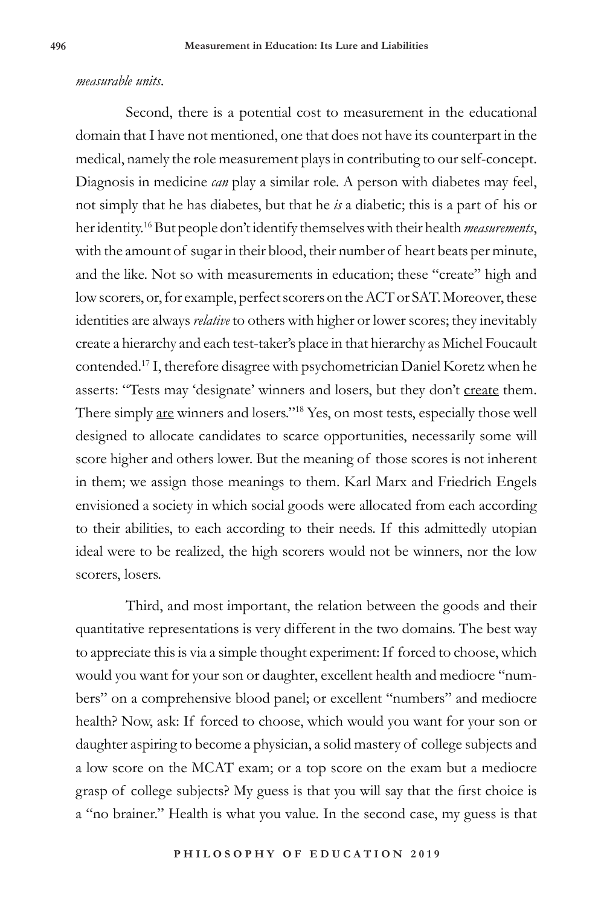*measurable units*.

Second, there is a potential cost to measurement in the educational domain that I have not mentioned, one that does not have its counterpart in the medical, namely the role measurement plays in contributing to our self-concept. Diagnosis in medicine *can* play a similar role. A person with diabetes may feel, not simply that he has diabetes, but that he *is* a diabetic; this is a part of his or her identity.[16] But people don't identify themselves with their health *measurements*, with the amount of sugar in their blood, their number of heart beats per minute, and the like. Not so with measurements in education; these "create" high and low scorers, or, for example, perfect scorers on the ACT or SAT. Moreover, these identities are always *relative* to others with higher or lower scores; they inevitably create a hierarchy and each test-taker's place in that hierarchy as Michel Foucault contended.[17] I, therefore disagree with psychometrician Daniel Koretz when he asserts: "Tests may 'designate' winners and losers, but they don't <u>create</u> them. There simply <u>are</u> winners and losers."[18] Yes, on most tests, especially those well designed to allocate candidates to scarce opportunities, necessarily some will score higher and others lower. But the meaning of those scores is not inherent in them; we assign those meanings to them. Karl Marx and Friedrich Engels envisioned a society in which social goods were allocated from each according to their abilities, to each according to their needs. If this admittedly utopian ideal were to be realized, the high scorers would not be winners, nor the low scorers, losers.

Third, and most important, the relation between the goods and their quantitative representations is very different in the two domains. The best way to appreciate this is via a simple thought experiment: If forced to choose, which would you want for your son or daughter, excellent health and mediocre "numbers" on a comprehensive blood panel; or excellent "numbers" and mediocre health? Now, ask: If forced to choose, which would you want for your son or daughter aspiring to become a physician, a solid mastery of college subjects and a low score on the MCAT exam; or a top score on the exam but a mediocre grasp of college subjects? My guess is that you will say that the first choice is a "no brainer." Health is what you value. In the second case, my guess is that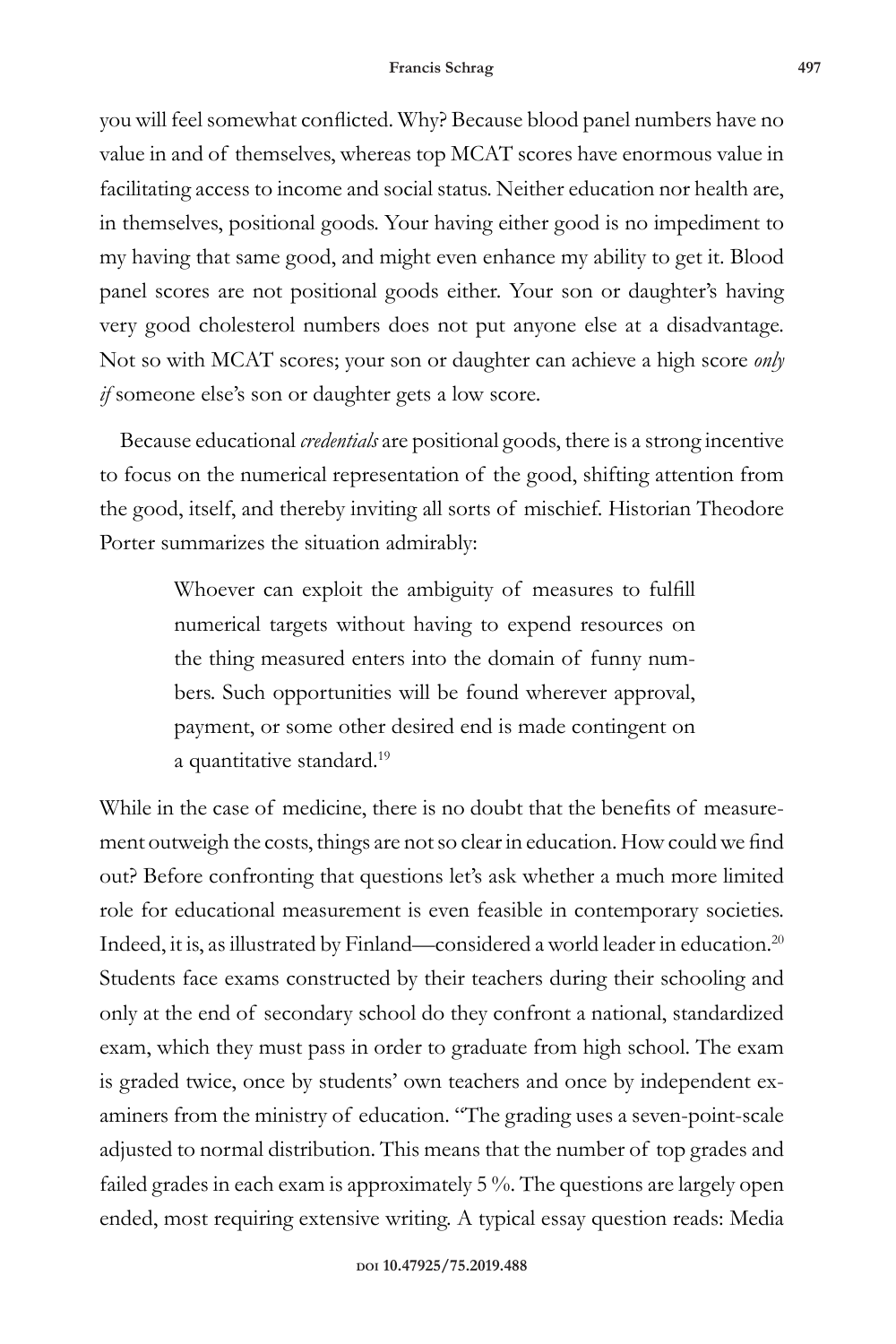you will feel somewhat conflicted. Why? Because blood panel numbers have no value in and of themselves, whereas top MCAT scores have enormous value in facilitating access to income and social status. Neither education nor health are, in themselves, positional goods. Your having either good is no impediment to my having that same good, and might even enhance my ability to get it. Blood panel scores are not positional goods either. Your son or daughter's having very good cholesterol numbers does not put anyone else at a disadvantage. Not so with MCAT scores; your son or daughter can achieve a high score *only if* someone else's son or daughter gets a low score.

Because educational *credentials* are positional goods, there is a strong incentive to focus on the numerical representation of the good, shifting attention from the good, itself, and thereby inviting all sorts of mischief. Historian Theodore Porter summarizes the situation admirably:

> Whoever can exploit the ambiguity of measures to fulfill numerical targets without having to expend resources on the thing measured enters into the domain of funny numbers. Such opportunities will be found wherever approval, payment, or some other desired end is made contingent on a quantitative standard.[19]

While in the case of medicine, there is no doubt that the benefits of measurement outweigh the costs, things are not so clear in education. How could we find out? Before confronting that questions let's ask whether a much more limited role for educational measurement is even feasible in contemporary societies. Indeed, it is, as illustrated by Finland—considered a world leader in education.[20] Students face exams constructed by their teachers during their schooling and only at the end of secondary school do they confront a national, standardized exam, which they must pass in order to graduate from high school. The exam is graded twice, once by students' own teachers and once by independent examiners from the ministry of education. "The grading uses a seven-point-scale adjusted to normal distribution. This means that the number of top grades and failed grades in each exam is approximately 5 %. The questions are largely open ended, most requiring extensive writing. A typical essay question reads: Media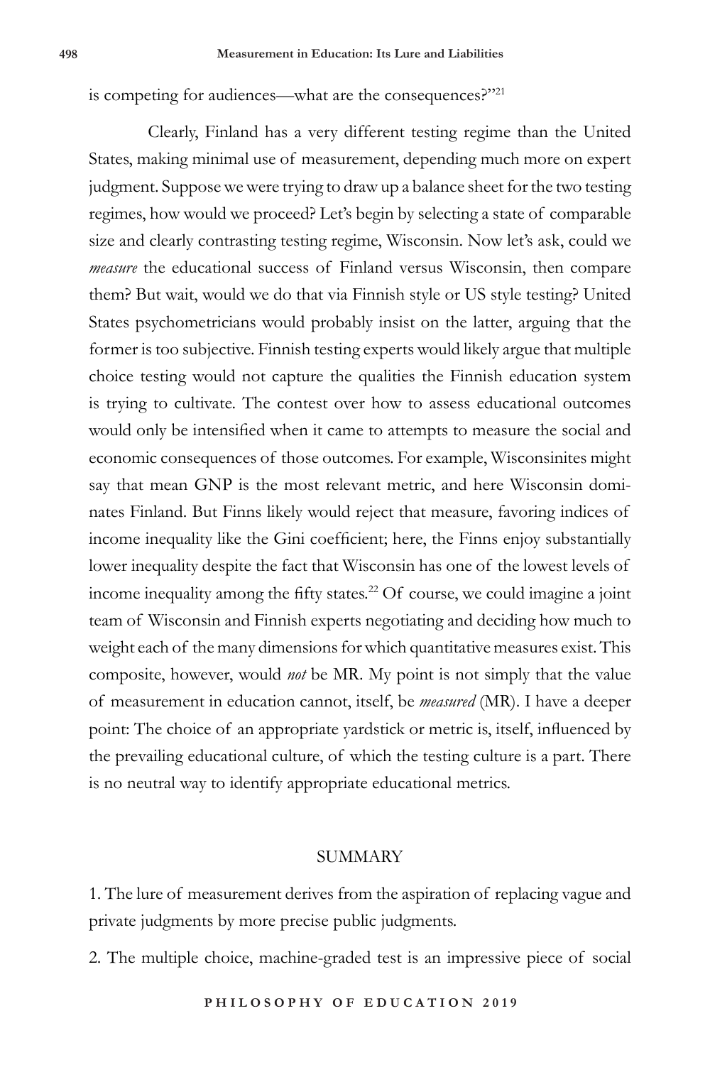is competing for audiences—what are the consequences?"[21]

Clearly, Finland has a very different testing regime than the United States, making minimal use of measurement, depending much more on expert judgment. Suppose we were trying to draw up a balance sheet for the two testing regimes, how would we proceed? Let's begin by selecting a state of comparable size and clearly contrasting testing regime, Wisconsin. Now let's ask, could we *measure* the educational success of Finland versus Wisconsin, then compare them? But wait, would we do that via Finnish style or US style testing? United States psychometricians would probably insist on the latter, arguing that the former is too subjective. Finnish testing experts would likely argue that multiple choice testing would not capture the qualities the Finnish education system is trying to cultivate. The contest over how to assess educational outcomes would only be intensified when it came to attempts to measure the social and economic consequences of those outcomes. For example, Wisconsinites might say that mean GNP is the most relevant metric, and here Wisconsin dominates Finland. But Finns likely would reject that measure, favoring indices of income inequality like the Gini coefficient; here, the Finns enjoy substantially lower inequality despite the fact that Wisconsin has one of the lowest levels of income inequality among the fifty states.[22] Of course, we could imagine a joint team of Wisconsin and Finnish experts negotiating and deciding how much to weight each of the many dimensions for which quantitative measures exist. This composite, however, would *not* be MR. My point is not simply that the value of measurement in education cannot, itself, be *measured* (MR). I have a deeper point: The choice of an appropriate yardstick or metric is, itself, influenced by the prevailing educational culture, of which the testing culture is a part. There is no neutral way to identify appropriate educational metrics.

## SUMMARY

1. The lure of measurement derives from the aspiration of replacing vague and private judgments by more precise public judgments.

2. The multiple choice, machine-graded test is an impressive piece of social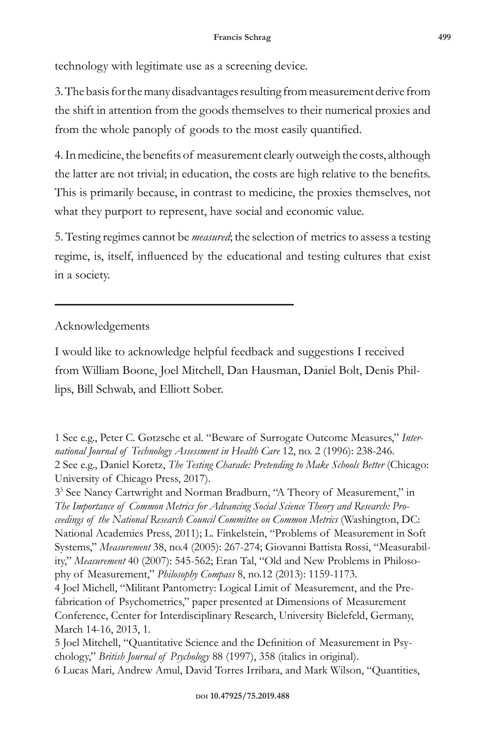technology with legitimate use as a screening device.

3. The basis for the many disadvantages resulting from measurement derive from the shift in attention from the goods themselves to their numerical proxies and from the whole panoply of goods to the most easily quantified.

4. In medicine, the benefits of measurement clearly outweigh the costs, although the latter are not trivial; in education, the costs are high relative to the benefits. This is primarily because, in contrast to medicine, the proxies themselves, not what they purport to represent, have social and economic value.

5. Testing regimes cannot be *measured*; the selection of metrics to assess a testing regime, is, itself, influenced by the educational and testing cultures that exist in a society.

---

Acknowledgements

I would like to acknowledge helpful feedback and suggestions I received from William Boone, Joel Mitchell, Dan Hausman, Daniel Bolt, Denis Phillips, Bill Schwab, and Elliott Sober.

1 See e.g., Peter C. Gøtzsche et al. "Beware of Surrogate Outcome Measures," *International Journal of Technology Assessment in Health Care* 12, no. 2 (1996): 238-246.

2 See e.g., Daniel Koretz, *The Testing Charade: Pretending to Make Schools Better* (Chicago: University of Chicago Press, 2017).

3[3] See Nancy Cartwright and Norman Bradburn, "A Theory of Measurement," in *The Importance of Common Metrics for Advancing Social Science Theory and Research: Proceedings of the National Research Council Committee on Common Metrics* (Washington, DC: National Academies Press, 2011); L. Finkelstein, "Problems of Measurement in Soft Systems," *Measurement* 38, no.4 (2005): 267-274; Giovanni Battista Rossi, "Measurability," *Measurement* 40 (2007): 545-562; Eran Tal, "Old and New Problems in Philosophy of Measurement," *Philosophy Compass* 8, no.12 (2013): 1159-1173.

4 Joel Michell, "Militant Pantometry: Logical Limit of Measurement, and the Prefabrication of Psychometrics," paper presented at Dimensions of Measurement Conference, Center for Interdisciplinary Research, University Bielefeld, Germany, March 14-16, 2013, 1.

5 Joel Mitchell, "Quantitative Science and the Definition of Measurement in Psychology," *British Journal of Psychology* 88 (1997), 358 (italics in original).

6 Lucas Mari, Andrew Amul, David Torres Irribara, and Mark Wilson, "Quantities,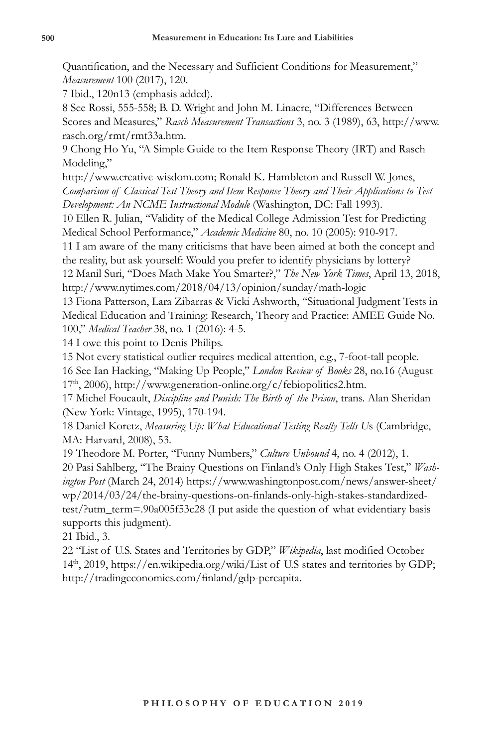Quantification, and the Necessary and Sufficient Conditions for Measurement," *Measurement* 100 (2017), 120.

7 Ibid., 120n13 (emphasis added).

8 See Rossi, 555-558; B. D. Wright and John M. Linacre, "Differences Between Scores and Measures," *Rasch Measurement Transactions* 3, no. 3 (1989), 63, http://www.rasch.org/rmt/rmt33a.htm.

9 Chong Ho Yu, "A Simple Guide to the Item Response Theory (IRT) and Rasch Modeling," http://www.creative-wisdom.com; Ronald K. Hambleton and Russell W. Jones, *Comparison of Classical Test Theory and Item Response Theory and Their Applications to Test Development: An NCME Instructional Module* (Washington, DC: Fall 1993).

10 Ellen R. Julian, "Validity of the Medical College Admission Test for Predicting Medical School Performance," *Academic Medicine* 80, no. 10 (2005): 910-917.

11 I am aware of the many criticisms that have been aimed at both the concept and the reality, but ask yourself: Would you prefer to identify physicians by lottery?

12 Manil Suri, "Does Math Make You Smarter?," *The New York Times*, April 13, 2018, http://www.nytimes.com/2018/04/13/opinion/sunday/math-logic

13 Fiona Patterson, Lara Zibarras & Vicki Ashworth, "Situational Judgment Tests in Medical Education and Training: Research, Theory and Practice: AMEE Guide No. 100," *Medical Teacher* 38, no. 1 (2016): 4-5.

14 I owe this point to Denis Philips.

15 Not every statistical outlier requires medical attention, e.g., 7-foot-tall people.

16 See Ian Hacking, "Making Up People," *London Review of Books* 28, no.16 (August 17th, 2006), http://www.generation-online.org/c/febiopolitics2.htm.

17 Michel Foucault, *Discipline and Punish: The Birth of the Prison*, trans. Alan Sheridan (New York: Vintage, 1995), 170-194.

18 Daniel Koretz, *Measuring Up: What Educational Testing Really Tells U*s (Cambridge, MA: Harvard, 2008), 53.

19 Theodore M. Porter, "Funny Numbers," *Culture Unbound* 4, no. 4 (2012), 1.

20 Pasi Sahlberg, "The Brainy Questions on Finland's Only High Stakes Test," *Washington Post* (March 24, 2014) https://www.washingtonpost.com/news/answer-sheet/wp/2014/03/24/the-brainy-questions-on-finlands-only-high-stakes-standardized-test/?utm_term=.90a005f53c28 (I put aside the question of what evidentiary basis supports this judgment).

21 Ibid., 3.

22 "List of U.S. States and Territories by GDP," *Wikipedia*, last modified October 14th, 2019, https://en.wikipedia.org/wiki/List of U.S states and territories by GDP; http://tradingeconomics.com/finland/gdp-percapita.